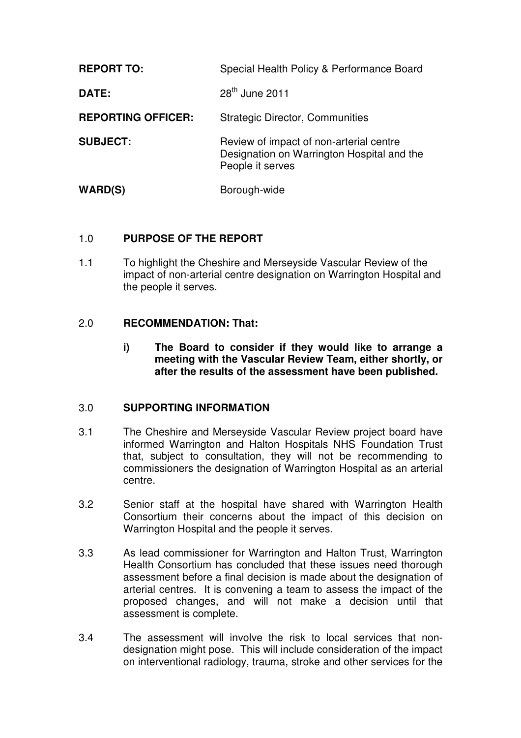| | |
|---|---|
| **REPORT TO:** | Special Health Policy & Performance Board |
| **DATE:** | 28th June 2011 |
| **REPORTING OFFICER:** | Strategic Director, Communities |
| **SUBJECT:** | Review of impact of non-arterial centre Designation on Warrington Hospital and the People it serves |
| **WARD(S)** | Borough-wide |

## 1.0 PURPOSE OF THE REPORT

1.1 To highlight the Cheshire and Merseyside Vascular Review of the impact of non-arterial centre designation on Warrington Hospital and the people it serves.

## 2.0 RECOMMENDATION: That:

**i) The Board to consider if they would like to arrange a meeting with the Vascular Review Team, either shortly, or after the results of the assessment have been published.**

## 3.0 SUPPORTING INFORMATION

3.1 The Cheshire and Merseyside Vascular Review project board have informed Warrington and Halton Hospitals NHS Foundation Trust that, subject to consultation, they will not be recommending to commissioners the designation of Warrington Hospital as an arterial centre.

3.2 Senior staff at the hospital have shared with Warrington Health Consortium their concerns about the impact of this decision on Warrington Hospital and the people it serves.

3.3 As lead commissioner for Warrington and Halton Trust, Warrington Health Consortium has concluded that these issues need thorough assessment before a final decision is made about the designation of arterial centres. It is convening a team to assess the impact of the proposed changes, and will not make a decision until that assessment is complete.

3.4 The assessment will involve the risk to local services that non-designation might pose. This will include consideration of the impact on interventional radiology, trauma, stroke and other services for the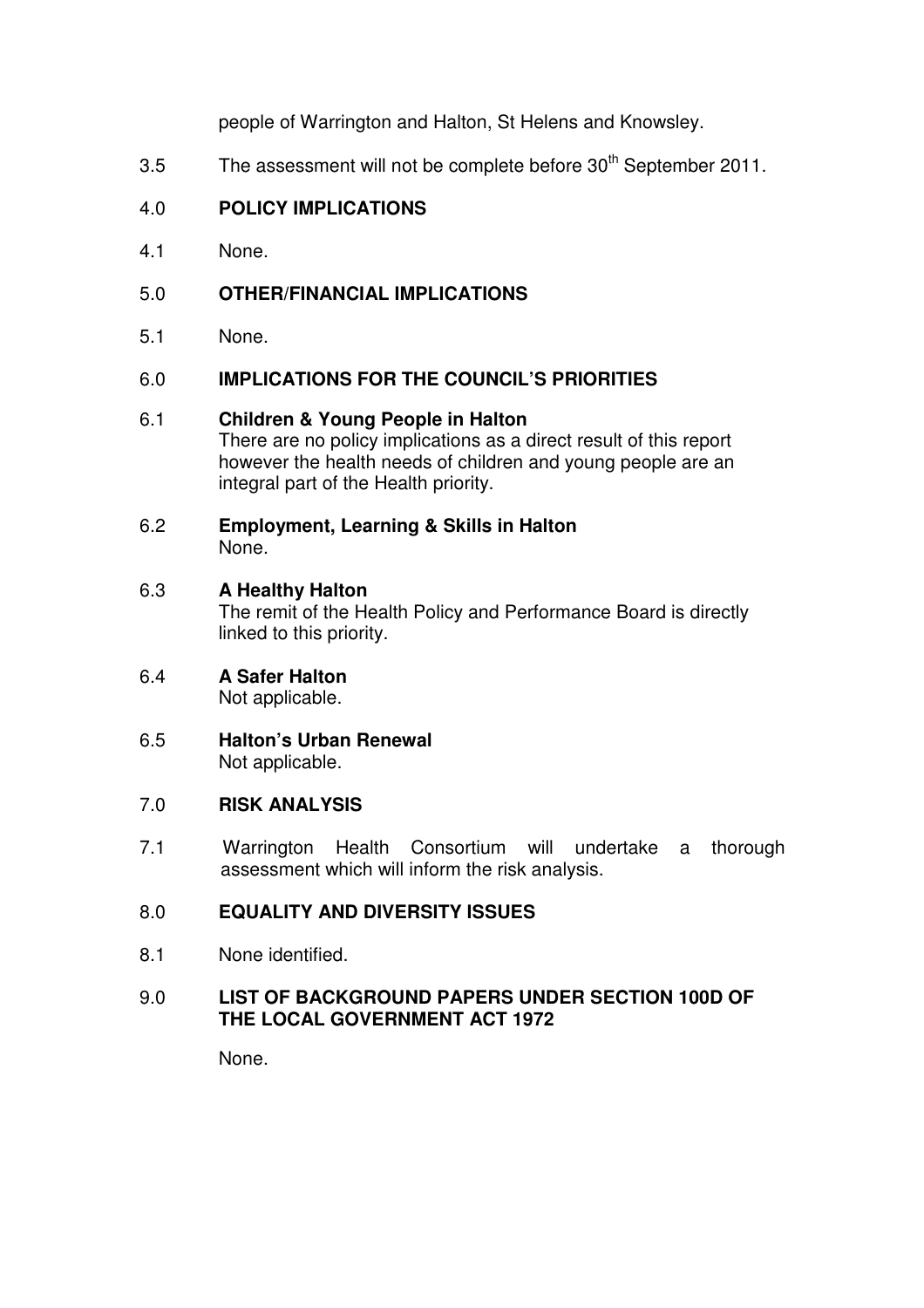people of Warrington and Halton, St Helens and Knowsley.

3.5 The assessment will not be complete before 30th September 2011.

## 4.0 POLICY IMPLICATIONS

4.1 None.

## 5.0 OTHER/FINANCIAL IMPLICATIONS

5.1 None.

## 6.0 IMPLICATIONS FOR THE COUNCIL'S PRIORITIES

### 6.1 Children & Young People in Halton

There are no policy implications as a direct result of this report however the health needs of children and young people are an integral part of the Health priority.

### 6.2 Employment, Learning & Skills in Halton

None.

### 6.3 A Healthy Halton

The remit of the Health Policy and Performance Board is directly linked to this priority.

### 6.4 A Safer Halton

Not applicable.

### 6.5 Halton's Urban Renewal

Not applicable.

## 7.0 RISK ANALYSIS

7.1 Warrington Health Consortium will undertake a thorough assessment which will inform the risk analysis.

## 8.0 EQUALITY AND DIVERSITY ISSUES

8.1 None identified.

## 9.0 LIST OF BACKGROUND PAPERS UNDER SECTION 100D OF THE LOCAL GOVERNMENT ACT 1972

None.